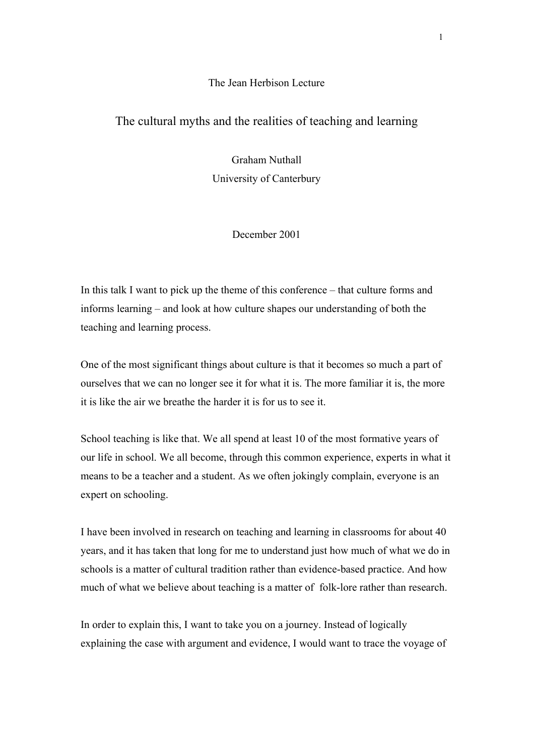The Jean Herbison Lecture

# The cultural myths and the realities of teaching and learning

Graham Nuthall
University of Canterbury

December 2001

In this talk I want to pick up the theme of this conference – that culture forms and informs learning – and look at how culture shapes our understanding of both the teaching and learning process.

One of the most significant things about culture is that it becomes so much a part of ourselves that we can no longer see it for what it is. The more familiar it is, the more it is like the air we breathe the harder it is for us to see it.

School teaching is like that. We all spend at least 10 of the most formative years of our life in school. We all become, through this common experience, experts in what it means to be a teacher and a student. As we often jokingly complain, everyone is an expert on schooling.

I have been involved in research on teaching and learning in classrooms for about 40 years, and it has taken that long for me to understand just how much of what we do in schools is a matter of cultural tradition rather than evidence-based practice. And how much of what we believe about teaching is a matter of folk-lore rather than research.

In order to explain this, I want to take you on a journey. Instead of logically explaining the case with argument and evidence, I would want to trace the voyage of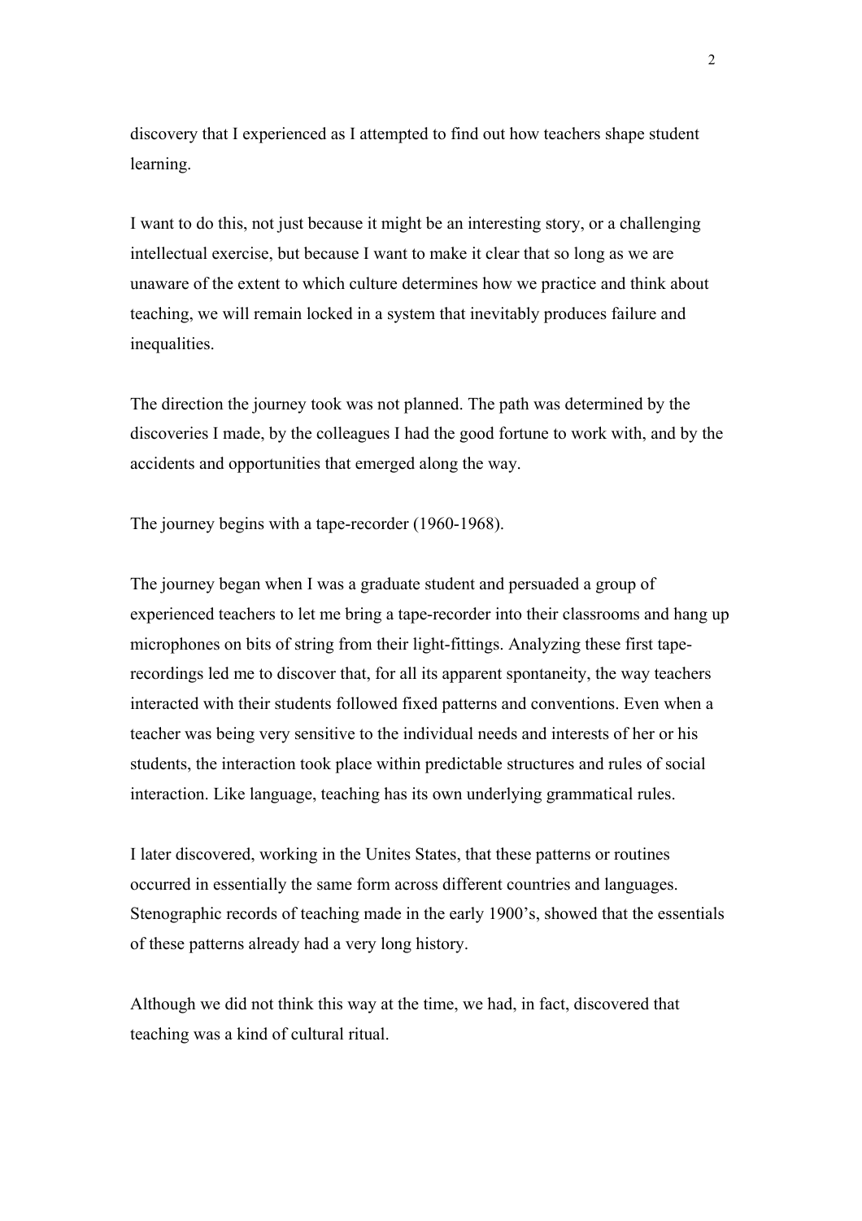discovery that I experienced as I attempted to find out how teachers shape student learning.

I want to do this, not just because it might be an interesting story, or a challenging intellectual exercise, but because I want to make it clear that so long as we are unaware of the extent to which culture determines how we practice and think about teaching, we will remain locked in a system that inevitably produces failure and inequalities.

The direction the journey took was not planned. The path was determined by the discoveries I made, by the colleagues I had the good fortune to work with, and by the accidents and opportunities that emerged along the way.

The journey begins with a tape-recorder (1960-1968).

The journey began when I was a graduate student and persuaded a group of experienced teachers to let me bring a tape-recorder into their classrooms and hang up microphones on bits of string from their light-fittings. Analyzing these first tape-recordings led me to discover that, for all its apparent spontaneity, the way teachers interacted with their students followed fixed patterns and conventions. Even when a teacher was being very sensitive to the individual needs and interests of her or his students, the interaction took place within predictable structures and rules of social interaction. Like language, teaching has its own underlying grammatical rules.

I later discovered, working in the Unites States, that these patterns or routines occurred in essentially the same form across different countries and languages. Stenographic records of teaching made in the early 1900's, showed that the essentials of these patterns already had a very long history.

Although we did not think this way at the time, we had, in fact, discovered that teaching was a kind of cultural ritual.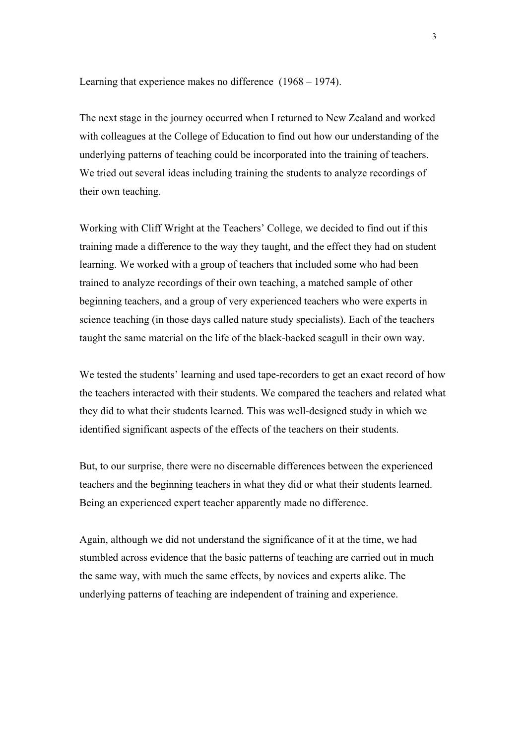Learning that experience makes no difference (1968 – 1974).

The next stage in the journey occurred when I returned to New Zealand and worked with colleagues at the College of Education to find out how our understanding of the underlying patterns of teaching could be incorporated into the training of teachers. We tried out several ideas including training the students to analyze recordings of their own teaching.

Working with Cliff Wright at the Teachers' College, we decided to find out if this training made a difference to the way they taught, and the effect they had on student learning. We worked with a group of teachers that included some who had been trained to analyze recordings of their own teaching, a matched sample of other beginning teachers, and a group of very experienced teachers who were experts in science teaching (in those days called nature study specialists). Each of the teachers taught the same material on the life of the black-backed seagull in their own way.

We tested the students' learning and used tape-recorders to get an exact record of how the teachers interacted with their students. We compared the teachers and related what they did to what their students learned. This was well-designed study in which we identified significant aspects of the effects of the teachers on their students.

But, to our surprise, there were no discernable differences between the experienced teachers and the beginning teachers in what they did or what their students learned. Being an experienced expert teacher apparently made no difference.

Again, although we did not understand the significance of it at the time, we had stumbled across evidence that the basic patterns of teaching are carried out in much the same way, with much the same effects, by novices and experts alike. The underlying patterns of teaching are independent of training and experience.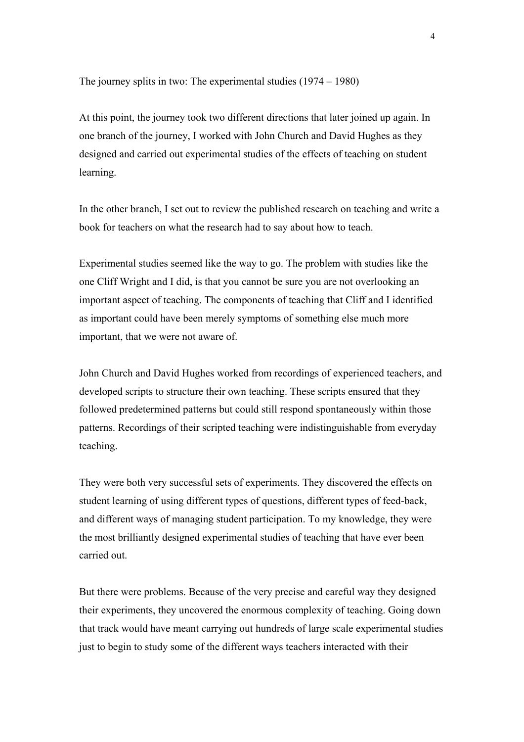## The journey splits in two: The experimental studies (1974 – 1980)

At this point, the journey took two different directions that later joined up again. In one branch of the journey, I worked with John Church and David Hughes as they designed and carried out experimental studies of the effects of teaching on student learning.

In the other branch, I set out to review the published research on teaching and write a book for teachers on what the research had to say about how to teach.

Experimental studies seemed like the way to go. The problem with studies like the one Cliff Wright and I did, is that you cannot be sure you are not overlooking an important aspect of teaching. The components of teaching that Cliff and I identified as important could have been merely symptoms of something else much more important, that we were not aware of.

John Church and David Hughes worked from recordings of experienced teachers, and developed scripts to structure their own teaching. These scripts ensured that they followed predetermined patterns but could still respond spontaneously within those patterns. Recordings of their scripted teaching were indistinguishable from everyday teaching.

They were both very successful sets of experiments. They discovered the effects on student learning of using different types of questions, different types of feed-back, and different ways of managing student participation. To my knowledge, they were the most brilliantly designed experimental studies of teaching that have ever been carried out.

But there were problems. Because of the very precise and careful way they designed their experiments, they uncovered the enormous complexity of teaching. Going down that track would have meant carrying out hundreds of large scale experimental studies just to begin to study some of the different ways teachers interacted with their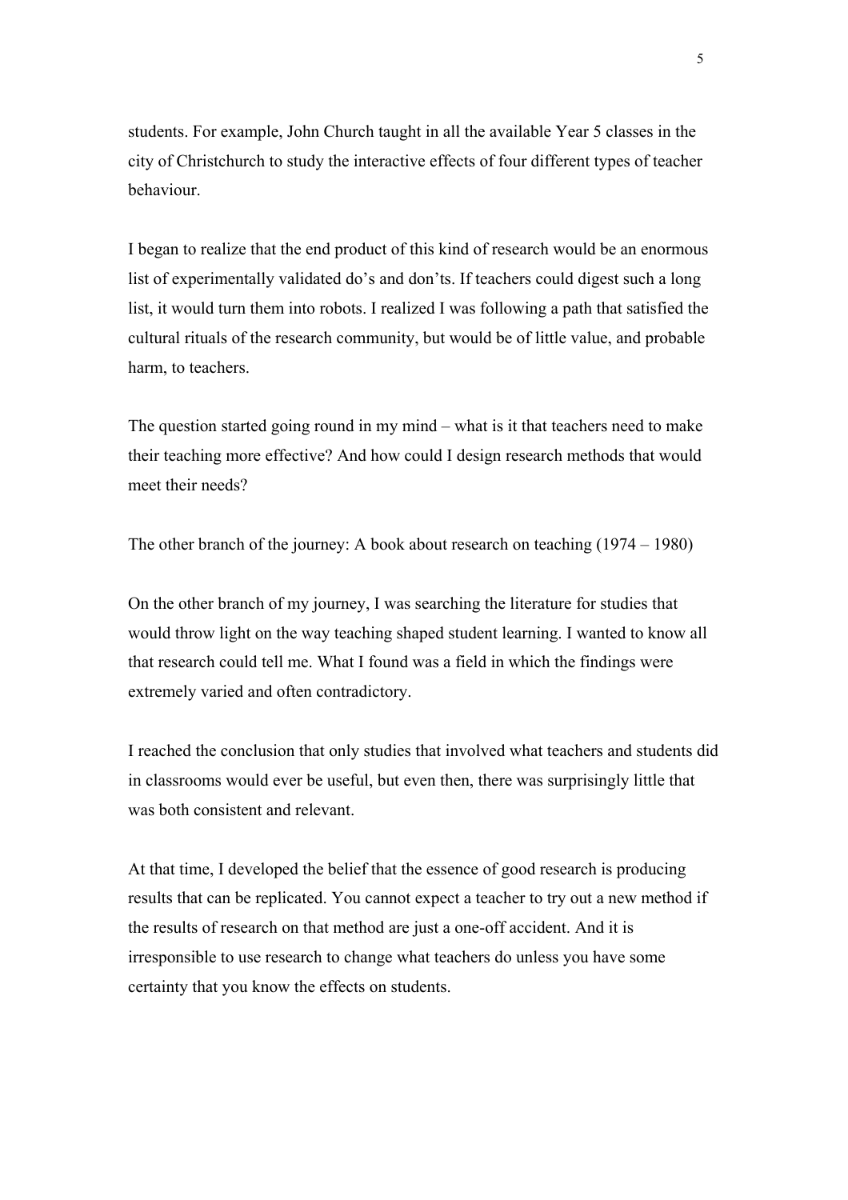students. For example, John Church taught in all the available Year 5 classes in the city of Christchurch to study the interactive effects of four different types of teacher behaviour.

I began to realize that the end product of this kind of research would be an enormous list of experimentally validated do's and don'ts. If teachers could digest such a long list, it would turn them into robots. I realized I was following a path that satisfied the cultural rituals of the research community, but would be of little value, and probable harm, to teachers.

The question started going round in my mind – what is it that teachers need to make their teaching more effective? And how could I design research methods that would meet their needs?

## The other branch of the journey: A book about research on teaching (1974 – 1980)

On the other branch of my journey, I was searching the literature for studies that would throw light on the way teaching shaped student learning. I wanted to know all that research could tell me. What I found was a field in which the findings were extremely varied and often contradictory.

I reached the conclusion that only studies that involved what teachers and students did in classrooms would ever be useful, but even then, there was surprisingly little that was both consistent and relevant.

At that time, I developed the belief that the essence of good research is producing results that can be replicated. You cannot expect a teacher to try out a new method if the results of research on that method are just a one-off accident. And it is irresponsible to use research to change what teachers do unless you have some certainty that you know the effects on students.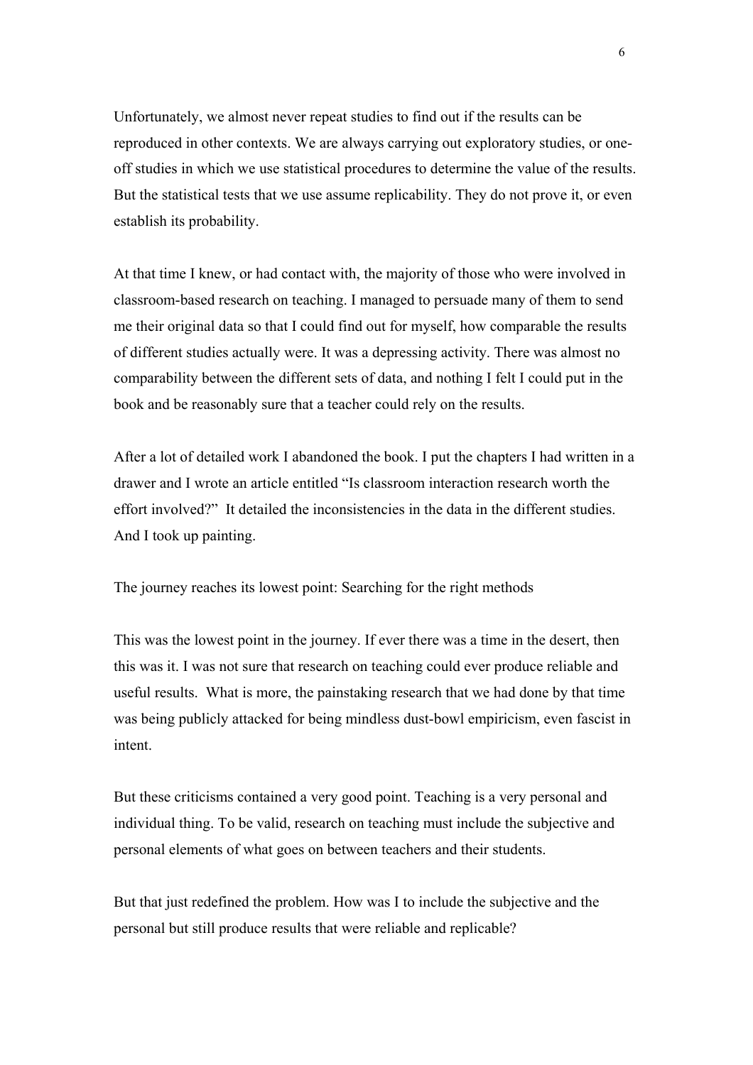Unfortunately, we almost never repeat studies to find out if the results can be reproduced in other contexts. We are always carrying out exploratory studies, or one-off studies in which we use statistical procedures to determine the value of the results. But the statistical tests that we use assume replicability. They do not prove it, or even establish its probability.

At that time I knew, or had contact with, the majority of those who were involved in classroom-based research on teaching. I managed to persuade many of them to send me their original data so that I could find out for myself, how comparable the results of different studies actually were. It was a depressing activity. There was almost no comparability between the different sets of data, and nothing I felt I could put in the book and be reasonably sure that a teacher could rely on the results.

After a lot of detailed work I abandoned the book. I put the chapters I had written in a drawer and I wrote an article entitled "Is classroom interaction research worth the effort involved?" It detailed the inconsistencies in the data in the different studies. And I took up painting.

## The journey reaches its lowest point: Searching for the right methods

This was the lowest point in the journey. If ever there was a time in the desert, then this was it. I was not sure that research on teaching could ever produce reliable and useful results. What is more, the painstaking research that we had done by that time was being publicly attacked for being mindless dust-bowl empiricism, even fascist in intent.

But these criticisms contained a very good point. Teaching is a very personal and individual thing. To be valid, research on teaching must include the subjective and personal elements of what goes on between teachers and their students.

But that just redefined the problem. How was I to include the subjective and the personal but still produce results that were reliable and replicable?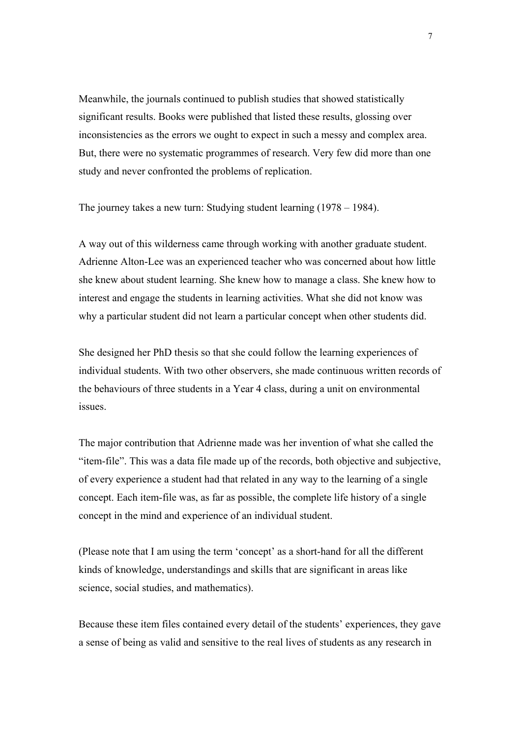Meanwhile, the journals continued to publish studies that showed statistically significant results. Books were published that listed these results, glossing over inconsistencies as the errors we ought to expect in such a messy and complex area. But, there were no systematic programmes of research. Very few did more than one study and never confronted the problems of replication.

The journey takes a new turn: Studying student learning (1978 – 1984).

A way out of this wilderness came through working with another graduate student. Adrienne Alton-Lee was an experienced teacher who was concerned about how little she knew about student learning. She knew how to manage a class. She knew how to interest and engage the students in learning activities. What she did not know was why a particular student did not learn a particular concept when other students did.

She designed her PhD thesis so that she could follow the learning experiences of individual students. With two other observers, she made continuous written records of the behaviours of three students in a Year 4 class, during a unit on environmental issues.

The major contribution that Adrienne made was her invention of what she called the "item-file". This was a data file made up of the records, both objective and subjective, of every experience a student had that related in any way to the learning of a single concept. Each item-file was, as far as possible, the complete life history of a single concept in the mind and experience of an individual student.

(Please note that I am using the term 'concept' as a short-hand for all the different kinds of knowledge, understandings and skills that are significant in areas like science, social studies, and mathematics).

Because these item files contained every detail of the students' experiences, they gave a sense of being as valid and sensitive to the real lives of students as any research in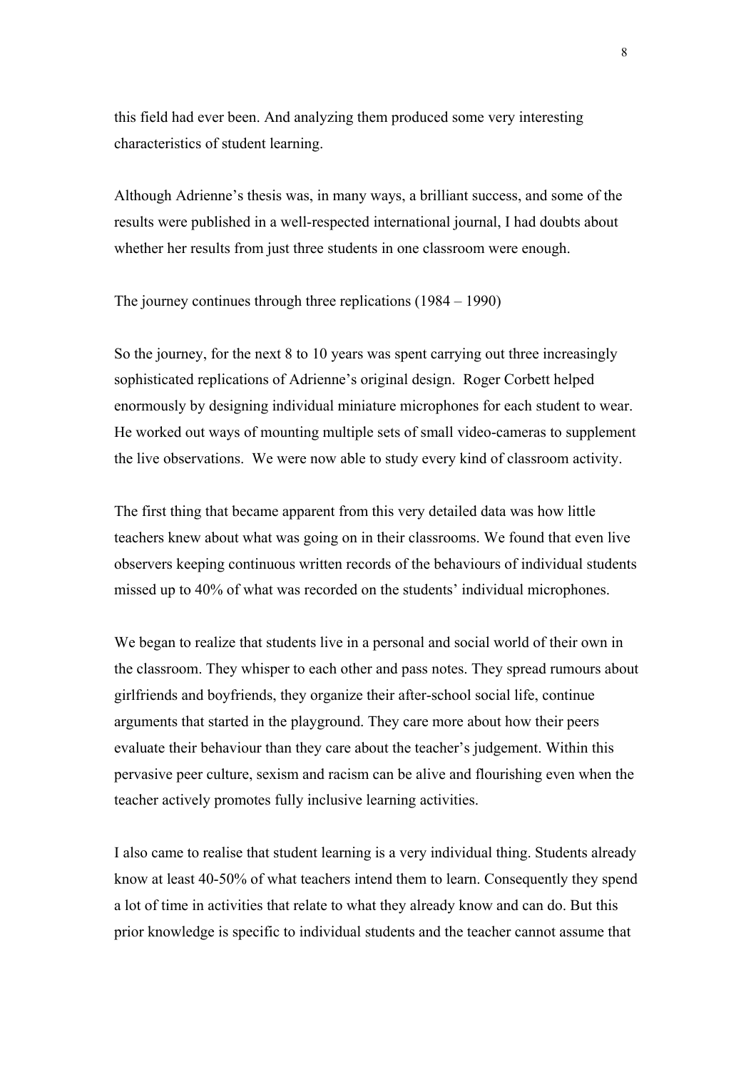this field had ever been. And analyzing them produced some very interesting characteristics of student learning.

Although Adrienne's thesis was, in many ways, a brilliant success, and some of the results were published in a well-respected international journal, I had doubts about whether her results from just three students in one classroom were enough.

## The journey continues through three replications (1984 – 1990)

So the journey, for the next 8 to 10 years was spent carrying out three increasingly sophisticated replications of Adrienne's original design. Roger Corbett helped enormously by designing individual miniature microphones for each student to wear. He worked out ways of mounting multiple sets of small video-cameras to supplement the live observations. We were now able to study every kind of classroom activity.

The first thing that became apparent from this very detailed data was how little teachers knew about what was going on in their classrooms. We found that even live observers keeping continuous written records of the behaviours of individual students missed up to 40% of what was recorded on the students' individual microphones.

We began to realize that students live in a personal and social world of their own in the classroom. They whisper to each other and pass notes. They spread rumours about girlfriends and boyfriends, they organize their after-school social life, continue arguments that started in the playground. They care more about how their peers evaluate their behaviour than they care about the teacher's judgement. Within this pervasive peer culture, sexism and racism can be alive and flourishing even when the teacher actively promotes fully inclusive learning activities.

I also came to realise that student learning is a very individual thing. Students already know at least 40-50% of what teachers intend them to learn. Consequently they spend a lot of time in activities that relate to what they already know and can do. But this prior knowledge is specific to individual students and the teacher cannot assume that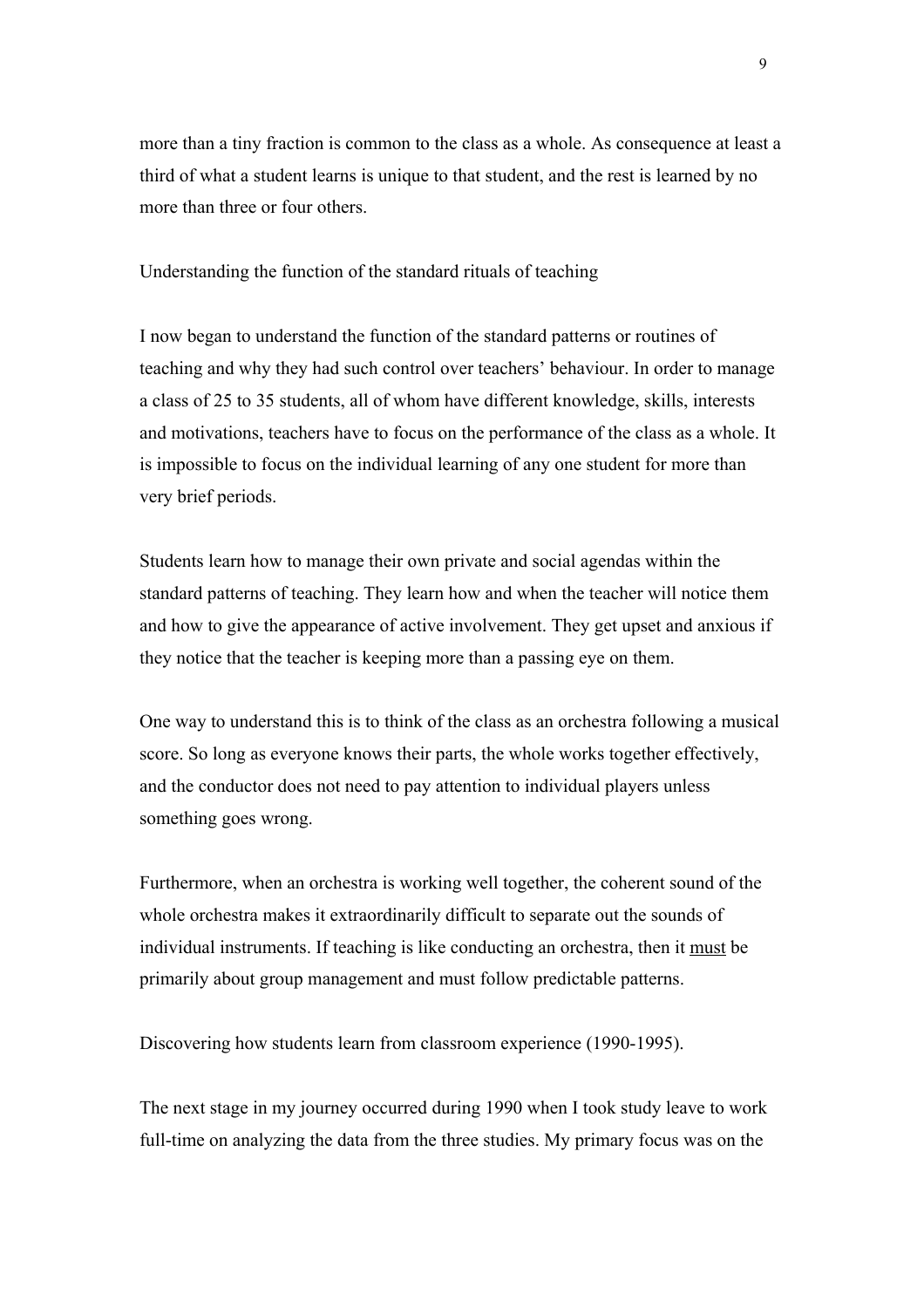more than a tiny fraction is common to the class as a whole. As consequence at least a third of what a student learns is unique to that student, and the rest is learned by no more than three or four others.

## Understanding the function of the standard rituals of teaching

I now began to understand the function of the standard patterns or routines of teaching and why they had such control over teachers' behaviour. In order to manage a class of 25 to 35 students, all of whom have different knowledge, skills, interests and motivations, teachers have to focus on the performance of the class as a whole. It is impossible to focus on the individual learning of any one student for more than very brief periods.

Students learn how to manage their own private and social agendas within the standard patterns of teaching. They learn how and when the teacher will notice them and how to give the appearance of active involvement. They get upset and anxious if they notice that the teacher is keeping more than a passing eye on them.

One way to understand this is to think of the class as an orchestra following a musical score. So long as everyone knows their parts, the whole works together effectively, and the conductor does not need to pay attention to individual players unless something goes wrong.

Furthermore, when an orchestra is working well together, the coherent sound of the whole orchestra makes it extraordinarily difficult to separate out the sounds of individual instruments. If teaching is like conducting an orchestra, then it <u>must</u> be primarily about group management and must follow predictable patterns.

## Discovering how students learn from classroom experience (1990-1995).

The next stage in my journey occurred during 1990 when I took study leave to work full-time on analyzing the data from the three studies. My primary focus was on the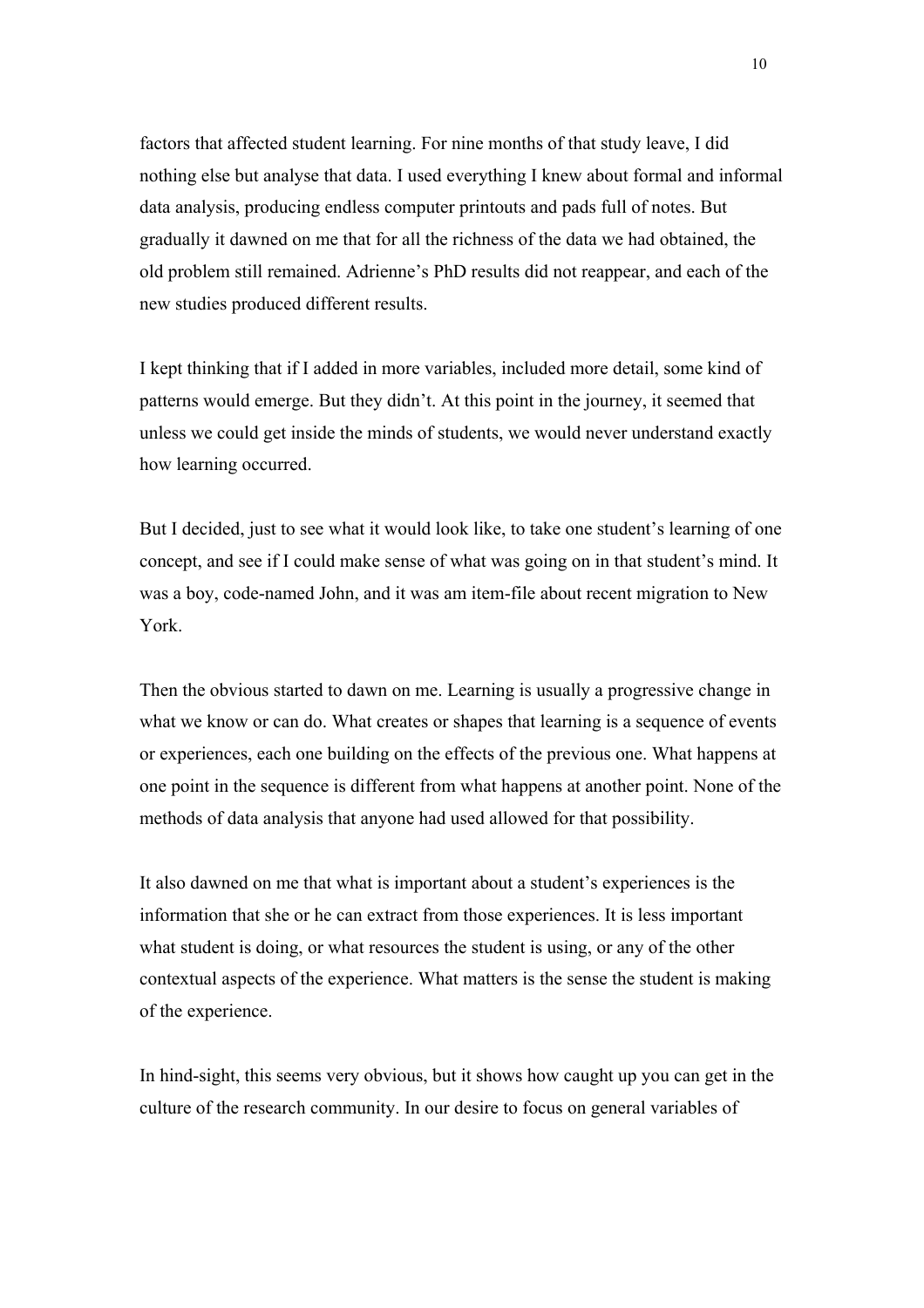factors that affected student learning. For nine months of that study leave, I did nothing else but analyse that data. I used everything I knew about formal and informal data analysis, producing endless computer printouts and pads full of notes. But gradually it dawned on me that for all the richness of the data we had obtained, the old problem still remained. Adrienne's PhD results did not reappear, and each of the new studies produced different results.

I kept thinking that if I added in more variables, included more detail, some kind of patterns would emerge. But they didn't. At this point in the journey, it seemed that unless we could get inside the minds of students, we would never understand exactly how learning occurred.

But I decided, just to see what it would look like, to take one student's learning of one concept, and see if I could make sense of what was going on in that student's mind. It was a boy, code-named John, and it was am item-file about recent migration to New York.

Then the obvious started to dawn on me. Learning is usually a progressive change in what we know or can do. What creates or shapes that learning is a sequence of events or experiences, each one building on the effects of the previous one. What happens at one point in the sequence is different from what happens at another point. None of the methods of data analysis that anyone had used allowed for that possibility.

It also dawned on me that what is important about a student's experiences is the information that she or he can extract from those experiences. It is less important what student is doing, or what resources the student is using, or any of the other contextual aspects of the experience. What matters is the sense the student is making of the experience.

In hind-sight, this seems very obvious, but it shows how caught up you can get in the culture of the research community. In our desire to focus on general variables of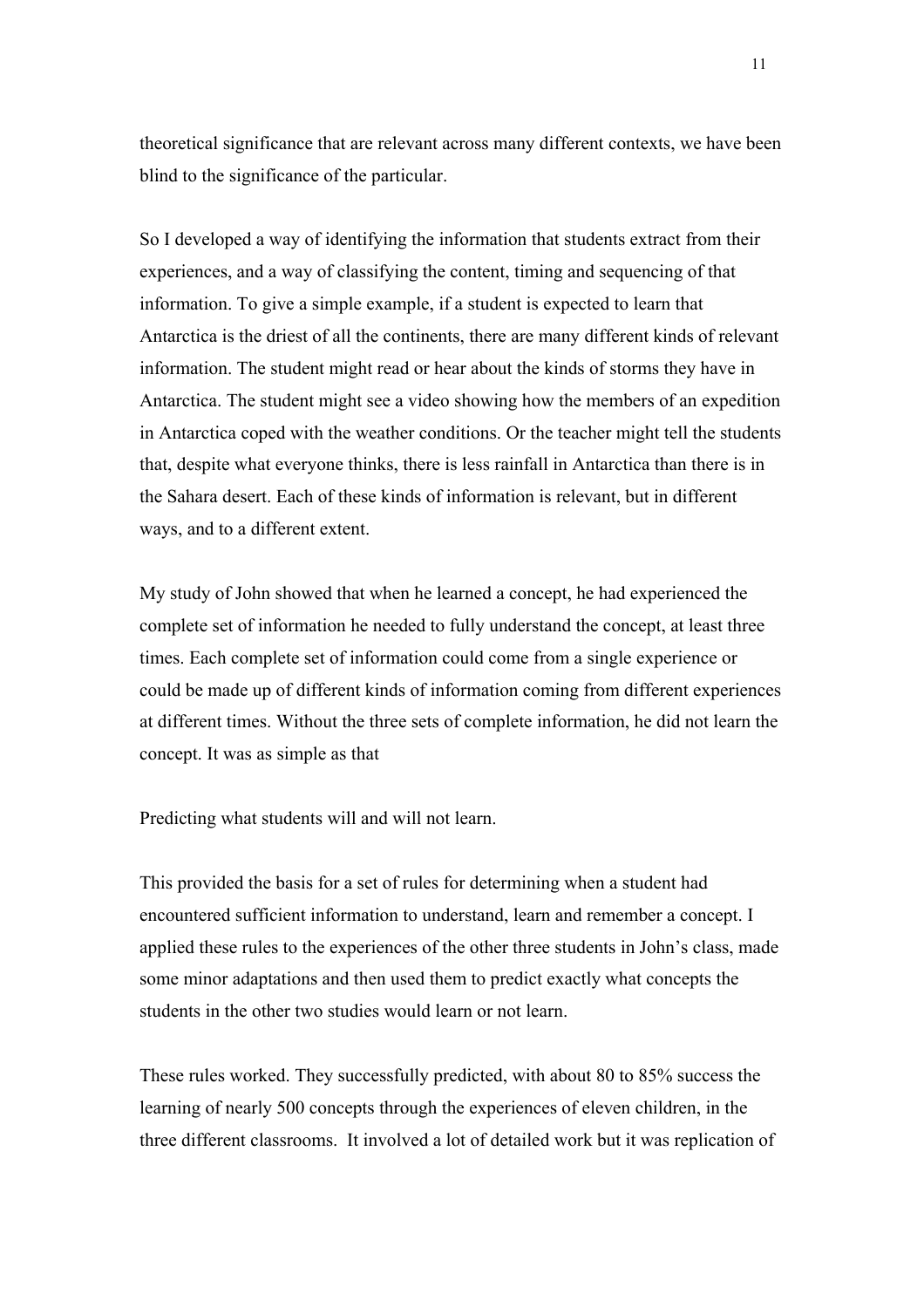theoretical significance that are relevant across many different contexts, we have been blind to the significance of the particular.

So I developed a way of identifying the information that students extract from their experiences, and a way of classifying the content, timing and sequencing of that information. To give a simple example, if a student is expected to learn that Antarctica is the driest of all the continents, there are many different kinds of relevant information. The student might read or hear about the kinds of storms they have in Antarctica. The student might see a video showing how the members of an expedition in Antarctica coped with the weather conditions. Or the teacher might tell the students that, despite what everyone thinks, there is less rainfall in Antarctica than there is in the Sahara desert. Each of these kinds of information is relevant, but in different ways, and to a different extent.

My study of John showed that when he learned a concept, he had experienced the complete set of information he needed to fully understand the concept, at least three times. Each complete set of information could come from a single experience or could be made up of different kinds of information coming from different experiences at different times. Without the three sets of complete information, he did not learn the concept. It was as simple as that

## Predicting what students will and will not learn.

This provided the basis for a set of rules for determining when a student had encountered sufficient information to understand, learn and remember a concept. I applied these rules to the experiences of the other three students in John's class, made some minor adaptations and then used them to predict exactly what concepts the students in the other two studies would learn or not learn.

These rules worked. They successfully predicted, with about 80 to 85% success the learning of nearly 500 concepts through the experiences of eleven children, in the three different classrooms. It involved a lot of detailed work but it was replication of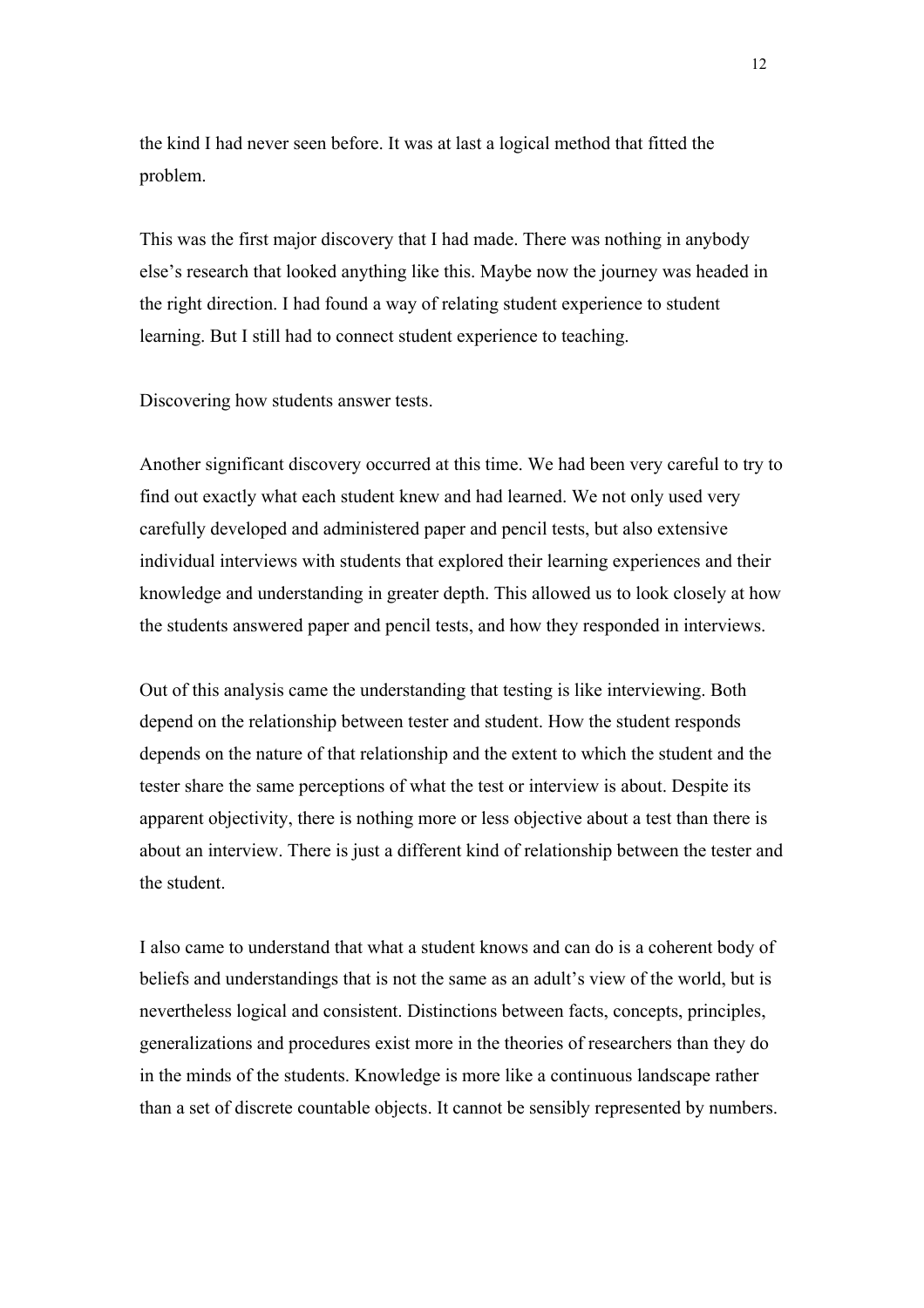the kind I had never seen before. It was at last a logical method that fitted the problem.

This was the first major discovery that I had made. There was nothing in anybody else's research that looked anything like this. Maybe now the journey was headed in the right direction. I had found a way of relating student experience to student learning. But I still had to connect student experience to teaching.

Discovering how students answer tests.

Another significant discovery occurred at this time. We had been very careful to try to find out exactly what each student knew and had learned. We not only used very carefully developed and administered paper and pencil tests, but also extensive individual interviews with students that explored their learning experiences and their knowledge and understanding in greater depth. This allowed us to look closely at how the students answered paper and pencil tests, and how they responded in interviews.

Out of this analysis came the understanding that testing is like interviewing. Both depend on the relationship between tester and student. How the student responds depends on the nature of that relationship and the extent to which the student and the tester share the same perceptions of what the test or interview is about. Despite its apparent objectivity, there is nothing more or less objective about a test than there is about an interview. There is just a different kind of relationship between the tester and the student.

I also came to understand that what a student knows and can do is a coherent body of beliefs and understandings that is not the same as an adult's view of the world, but is nevertheless logical and consistent. Distinctions between facts, concepts, principles, generalizations and procedures exist more in the theories of researchers than they do in the minds of the students. Knowledge is more like a continuous landscape rather than a set of discrete countable objects. It cannot be sensibly represented by numbers.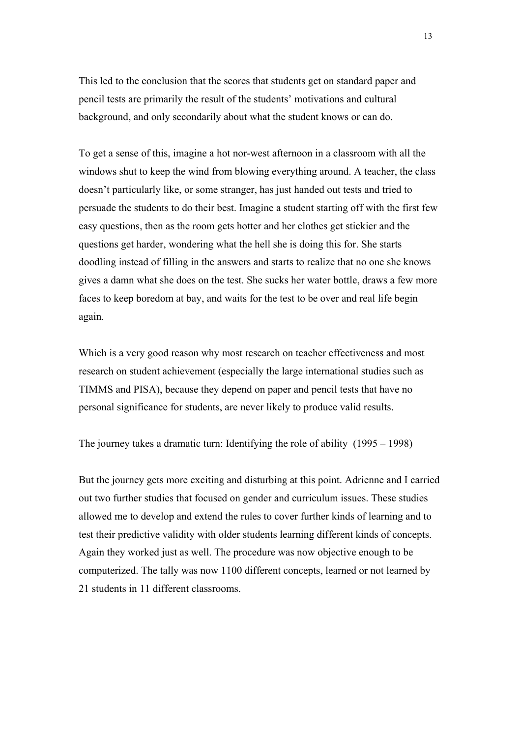This led to the conclusion that the scores that students get on standard paper and pencil tests are primarily the result of the students' motivations and cultural background, and only secondarily about what the student knows or can do.

To get a sense of this, imagine a hot nor-west afternoon in a classroom with all the windows shut to keep the wind from blowing everything around. A teacher, the class doesn't particularly like, or some stranger, has just handed out tests and tried to persuade the students to do their best. Imagine a student starting off with the first few easy questions, then as the room gets hotter and her clothes get stickier and the questions get harder, wondering what the hell she is doing this for. She starts doodling instead of filling in the answers and starts to realize that no one she knows gives a damn what she does on the test. She sucks her water bottle, draws a few more faces to keep boredom at bay, and waits for the test to be over and real life begin again.

Which is a very good reason why most research on teacher effectiveness and most research on student achievement (especially the large international studies such as TIMMS and PISA), because they depend on paper and pencil tests that have no personal significance for students, are never likely to produce valid results.

## The journey takes a dramatic turn: Identifying the role of ability (1995 – 1998)

But the journey gets more exciting and disturbing at this point. Adrienne and I carried out two further studies that focused on gender and curriculum issues. These studies allowed me to develop and extend the rules to cover further kinds of learning and to test their predictive validity with older students learning different kinds of concepts. Again they worked just as well. The procedure was now objective enough to be computerized. The tally was now 1100 different concepts, learned or not learned by 21 students in 11 different classrooms.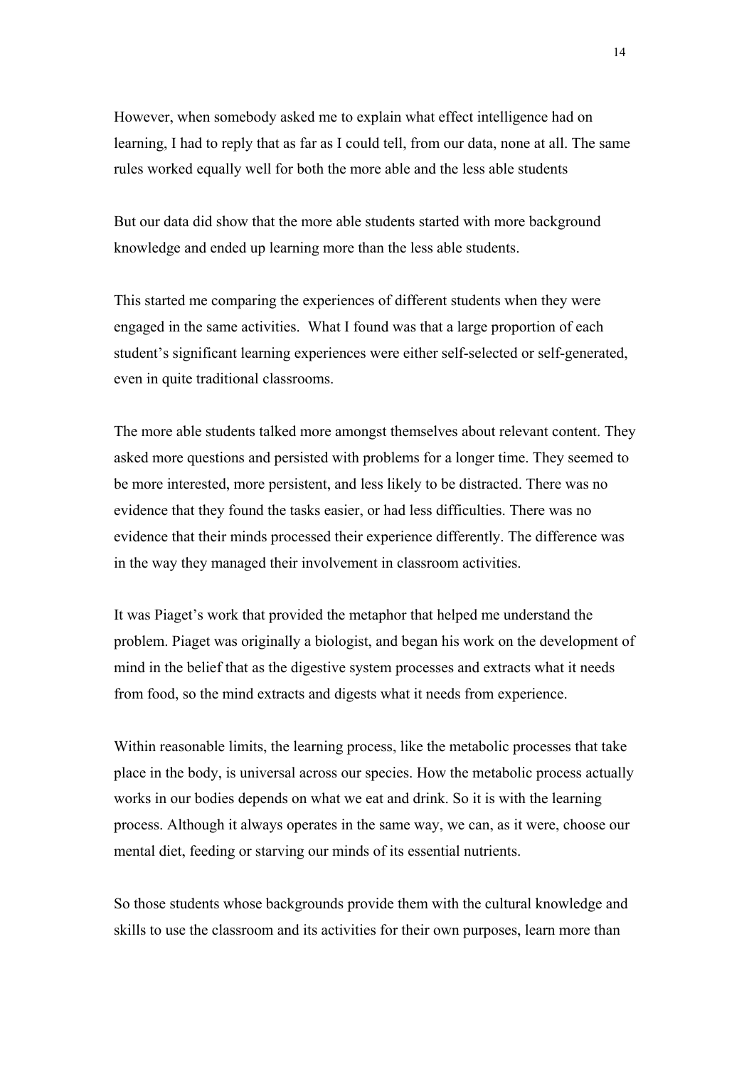However, when somebody asked me to explain what effect intelligence had on learning, I had to reply that as far as I could tell, from our data, none at all. The same rules worked equally well for both the more able and the less able students

But our data did show that the more able students started with more background knowledge and ended up learning more than the less able students.

This started me comparing the experiences of different students when they were engaged in the same activities. What I found was that a large proportion of each student's significant learning experiences were either self-selected or self-generated, even in quite traditional classrooms.

The more able students talked more amongst themselves about relevant content. They asked more questions and persisted with problems for a longer time. They seemed to be more interested, more persistent, and less likely to be distracted. There was no evidence that they found the tasks easier, or had less difficulties. There was no evidence that their minds processed their experience differently. The difference was in the way they managed their involvement in classroom activities.

It was Piaget's work that provided the metaphor that helped me understand the problem. Piaget was originally a biologist, and began his work on the development of mind in the belief that as the digestive system processes and extracts what it needs from food, so the mind extracts and digests what it needs from experience.

Within reasonable limits, the learning process, like the metabolic processes that take place in the body, is universal across our species. How the metabolic process actually works in our bodies depends on what we eat and drink. So it is with the learning process. Although it always operates in the same way, we can, as it were, choose our mental diet, feeding or starving our minds of its essential nutrients.

So those students whose backgrounds provide them with the cultural knowledge and skills to use the classroom and its activities for their own purposes, learn more than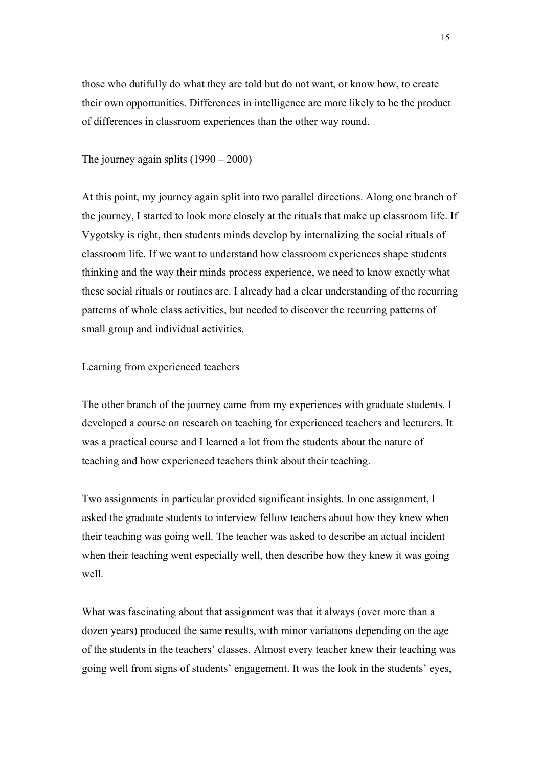those who dutifully do what they are told but do not want, or know how, to create their own opportunities. Differences in intelligence are more likely to be the product of differences in classroom experiences than the other way round.

## The journey again splits (1990 – 2000)

At this point, my journey again split into two parallel directions. Along one branch of the journey, I started to look more closely at the rituals that make up classroom life. If Vygotsky is right, then students minds develop by internalizing the social rituals of classroom life. If we want to understand how classroom experiences shape students thinking and the way their minds process experience, we need to know exactly what these social rituals or routines are. I already had a clear understanding of the recurring patterns of whole class activities, but needed to discover the recurring patterns of small group and individual activities.

### Learning from experienced teachers

The other branch of the journey came from my experiences with graduate students. I developed a course on research on teaching for experienced teachers and lecturers. It was a practical course and I learned a lot from the students about the nature of teaching and how experienced teachers think about their teaching.

Two assignments in particular provided significant insights. In one assignment, I asked the graduate students to interview fellow teachers about how they knew when their teaching was going well. The teacher was asked to describe an actual incident when their teaching went especially well, then describe how they knew it was going well.

What was fascinating about that assignment was that it always (over more than a dozen years) produced the same results, with minor variations depending on the age of the students in the teachers' classes. Almost every teacher knew their teaching was going well from signs of students' engagement. It was the look in the students' eyes,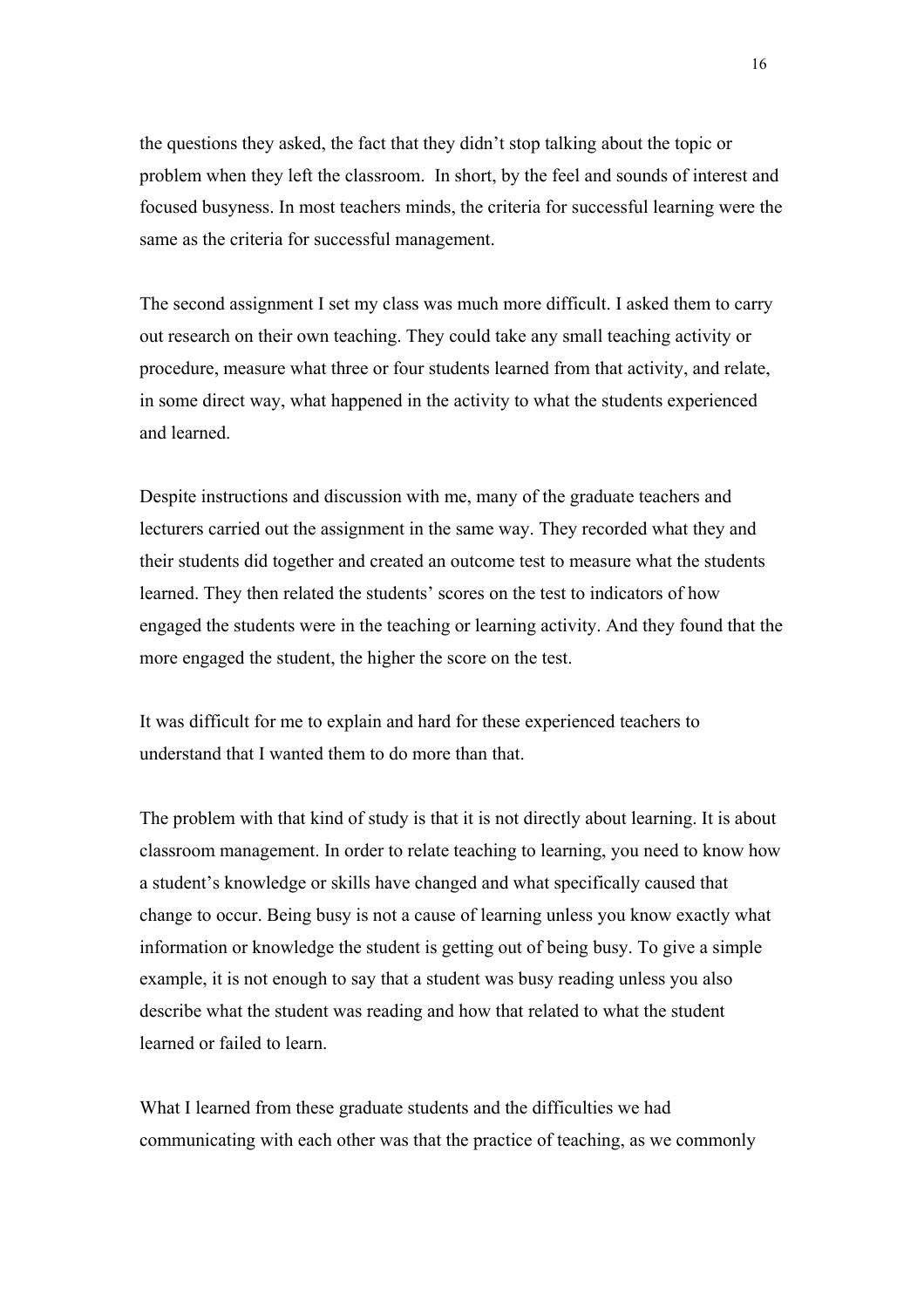the questions they asked, the fact that they didn't stop talking about the topic or problem when they left the classroom.  In short, by the feel and sounds of interest and focused busyness. In most teachers minds, the criteria for successful learning were the same as the criteria for successful management.

The second assignment I set my class was much more difficult. I asked them to carry out research on their own teaching. They could take any small teaching activity or procedure, measure what three or four students learned from that activity, and relate, in some direct way, what happened in the activity to what the students experienced and learned.

Despite instructions and discussion with me, many of the graduate teachers and lecturers carried out the assignment in the same way. They recorded what they and their students did together and created an outcome test to measure what the students learned. They then related the students' scores on the test to indicators of how engaged the students were in the teaching or learning activity. And they found that the more engaged the student, the higher the score on the test.

It was difficult for me to explain and hard for these experienced teachers to understand that I wanted them to do more than that.

The problem with that kind of study is that it is not directly about learning. It is about classroom management. In order to relate teaching to learning, you need to know how a student's knowledge or skills have changed and what specifically caused that change to occur. Being busy is not a cause of learning unless you know exactly what information or knowledge the student is getting out of being busy. To give a simple example, it is not enough to say that a student was busy reading unless you also describe what the student was reading and how that related to what the student learned or failed to learn.

What I learned from these graduate students and the difficulties we had communicating with each other was that the practice of teaching, as we commonly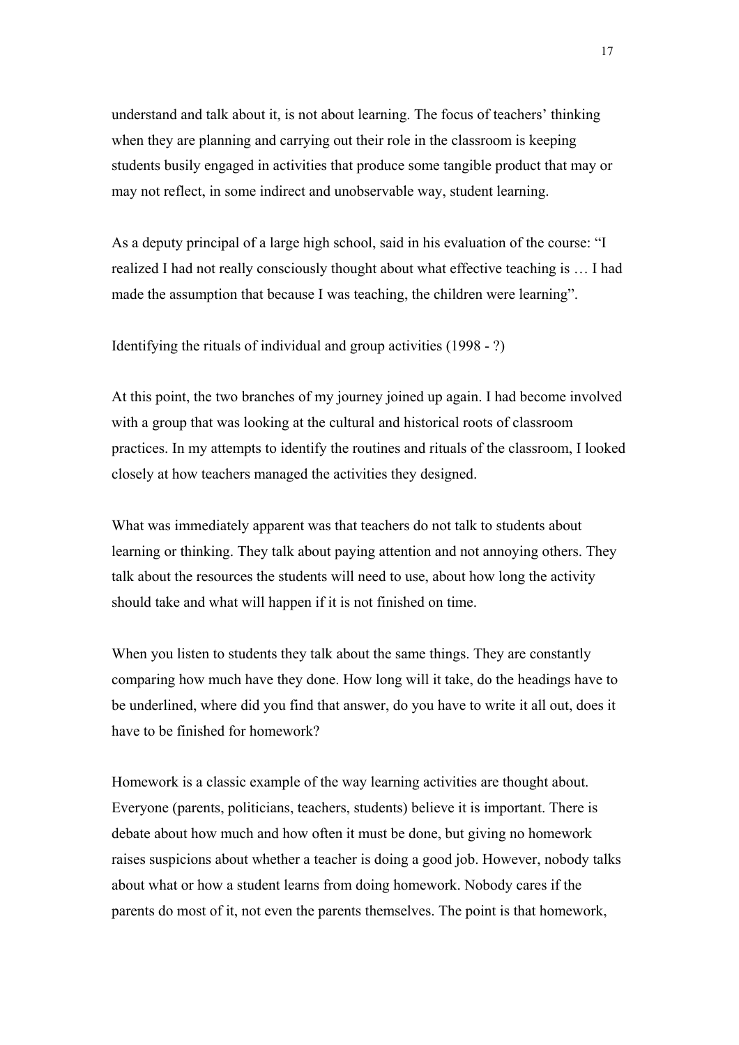understand and talk about it, is not about learning. The focus of teachers' thinking when they are planning and carrying out their role in the classroom is keeping students busily engaged in activities that produce some tangible product that may or may not reflect, in some indirect and unobservable way, student learning.

As a deputy principal of a large high school, said in his evaluation of the course: "I realized I had not really consciously thought about what effective teaching is … I had made the assumption that because I was teaching, the children were learning".

Identifying the rituals of individual and group activities (1998 - ?)

At this point, the two branches of my journey joined up again. I had become involved with a group that was looking at the cultural and historical roots of classroom practices. In my attempts to identify the routines and rituals of the classroom, I looked closely at how teachers managed the activities they designed.

What was immediately apparent was that teachers do not talk to students about learning or thinking. They talk about paying attention and not annoying others. They talk about the resources the students will need to use, about how long the activity should take and what will happen if it is not finished on time.

When you listen to students they talk about the same things. They are constantly comparing how much have they done. How long will it take, do the headings have to be underlined, where did you find that answer, do you have to write it all out, does it have to be finished for homework?

Homework is a classic example of the way learning activities are thought about. Everyone (parents, politicians, teachers, students) believe it is important. There is debate about how much and how often it must be done, but giving no homework raises suspicions about whether a teacher is doing a good job. However, nobody talks about what or how a student learns from doing homework. Nobody cares if the parents do most of it, not even the parents themselves. The point is that homework,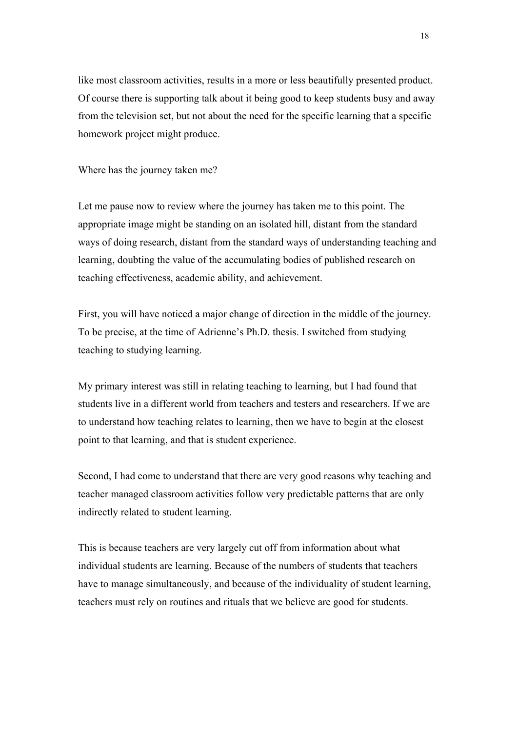like most classroom activities, results in a more or less beautifully presented product. Of course there is supporting talk about it being good to keep students busy and away from the television set, but not about the need for the specific learning that a specific homework project might produce.

## Where has the journey taken me?

Let me pause now to review where the journey has taken me to this point. The appropriate image might be standing on an isolated hill, distant from the standard ways of doing research, distant from the standard ways of understanding teaching and learning, doubting the value of the accumulating bodies of published research on teaching effectiveness, academic ability, and achievement.

First, you will have noticed a major change of direction in the middle of the journey. To be precise, at the time of Adrienne's Ph.D. thesis. I switched from studying teaching to studying learning.

My primary interest was still in relating teaching to learning, but I had found that students live in a different world from teachers and testers and researchers. If we are to understand how teaching relates to learning, then we have to begin at the closest point to that learning, and that is student experience.

Second, I had come to understand that there are very good reasons why teaching and teacher managed classroom activities follow very predictable patterns that are only indirectly related to student learning.

This is because teachers are very largely cut off from information about what individual students are learning. Because of the numbers of students that teachers have to manage simultaneously, and because of the individuality of student learning, teachers must rely on routines and rituals that we believe are good for students.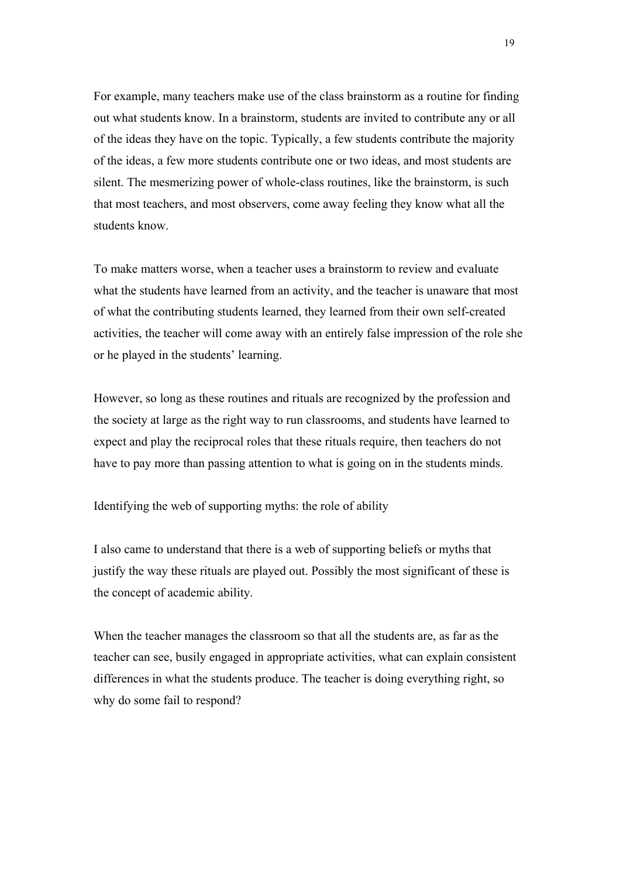For example, many teachers make use of the class brainstorm as a routine for finding out what students know. In a brainstorm, students are invited to contribute any or all of the ideas they have on the topic. Typically, a few students contribute the majority of the ideas, a few more students contribute one or two ideas, and most students are silent. The mesmerizing power of whole-class routines, like the brainstorm, is such that most teachers, and most observers, come away feeling they know what all the students know.

To make matters worse, when a teacher uses a brainstorm to review and evaluate what the students have learned from an activity, and the teacher is unaware that most of what the contributing students learned, they learned from their own self-created activities, the teacher will come away with an entirely false impression of the role she or he played in the students' learning.

However, so long as these routines and rituals are recognized by the profession and the society at large as the right way to run classrooms, and students have learned to expect and play the reciprocal roles that these rituals require, then teachers do not have to pay more than passing attention to what is going on in the students minds.

## Identifying the web of supporting myths: the role of ability

I also came to understand that there is a web of supporting beliefs or myths that justify the way these rituals are played out. Possibly the most significant of these is the concept of academic ability.

When the teacher manages the classroom so that all the students are, as far as the teacher can see, busily engaged in appropriate activities, what can explain consistent differences in what the students produce. The teacher is doing everything right, so why do some fail to respond?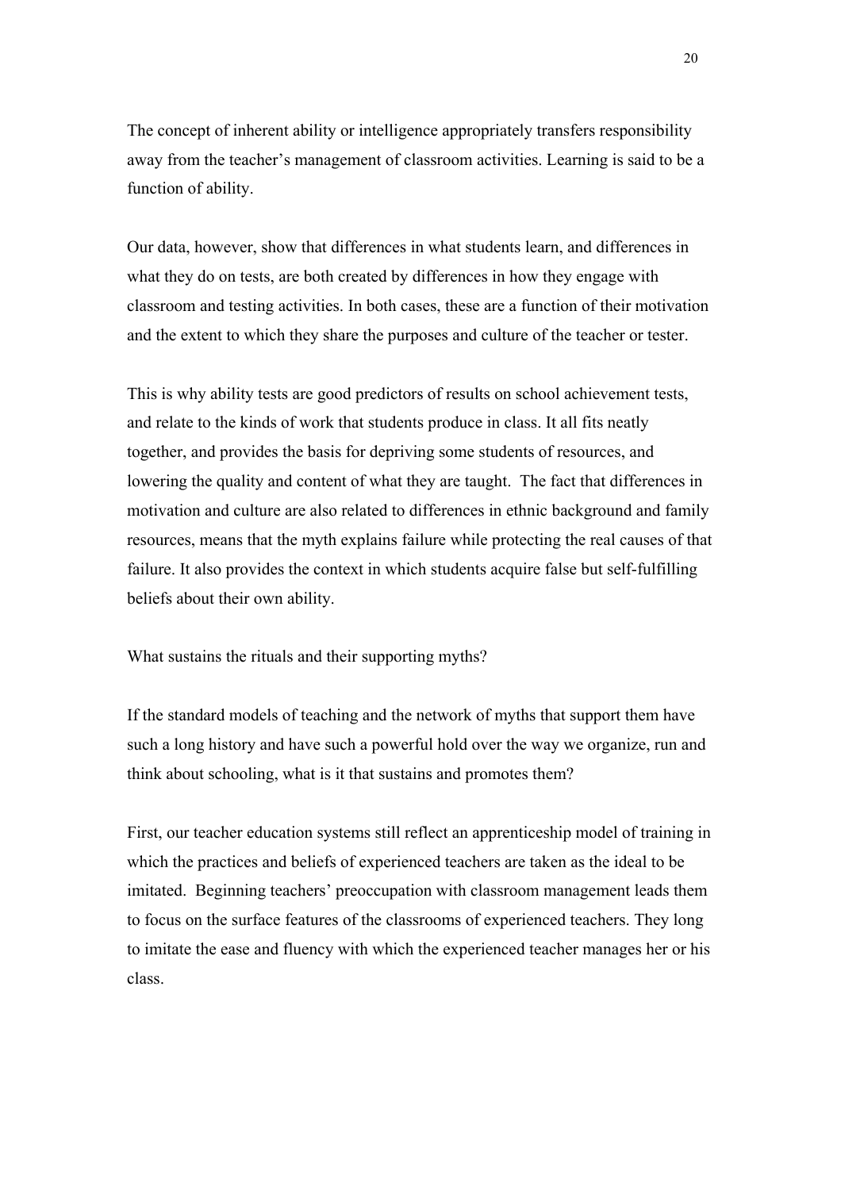The concept of inherent ability or intelligence appropriately transfers responsibility away from the teacher's management of classroom activities. Learning is said to be a function of ability.

Our data, however, show that differences in what students learn, and differences in what they do on tests, are both created by differences in how they engage with classroom and testing activities. In both cases, these are a function of their motivation and the extent to which they share the purposes and culture of the teacher or tester.

This is why ability tests are good predictors of results on school achievement tests, and relate to the kinds of work that students produce in class. It all fits neatly together, and provides the basis for depriving some students of resources, and lowering the quality and content of what they are taught. The fact that differences in motivation and culture are also related to differences in ethnic background and family resources, means that the myth explains failure while protecting the real causes of that failure. It also provides the context in which students acquire false but self-fulfilling beliefs about their own ability.

What sustains the rituals and their supporting myths?

If the standard models of teaching and the network of myths that support them have such a long history and have such a powerful hold over the way we organize, run and think about schooling, what is it that sustains and promotes them?

First, our teacher education systems still reflect an apprenticeship model of training in which the practices and beliefs of experienced teachers are taken as the ideal to be imitated. Beginning teachers' preoccupation with classroom management leads them to focus on the surface features of the classrooms of experienced teachers. They long to imitate the ease and fluency with which the experienced teacher manages her or his class.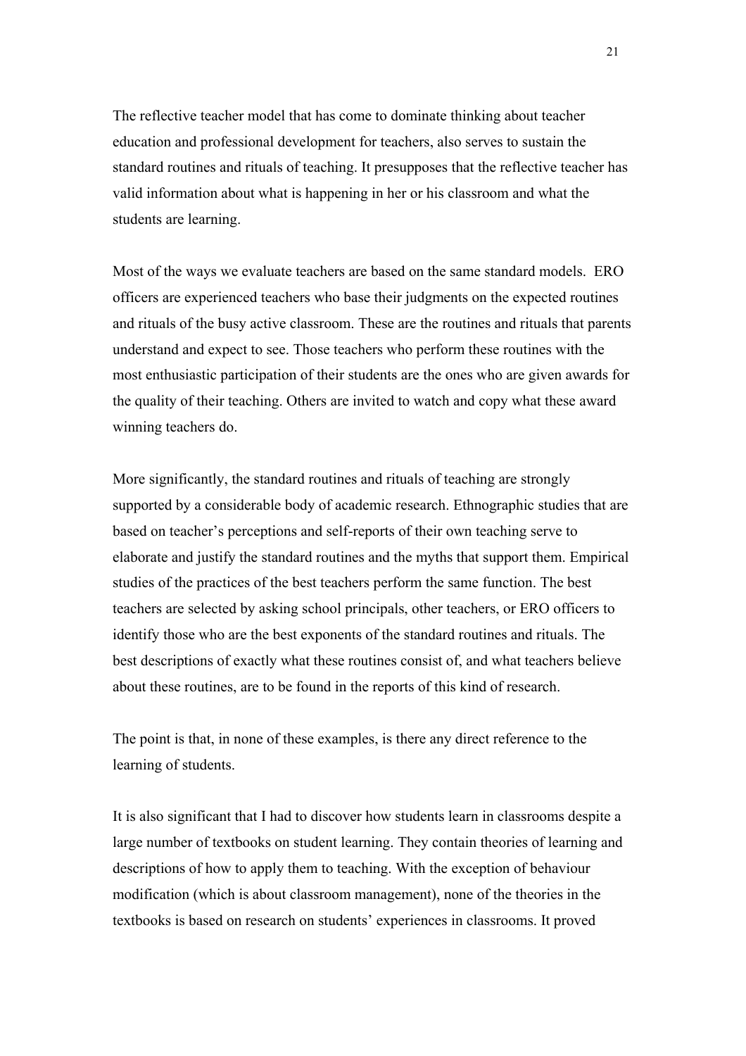The reflective teacher model that has come to dominate thinking about teacher education and professional development for teachers, also serves to sustain the standard routines and rituals of teaching. It presupposes that the reflective teacher has valid information about what is happening in her or his classroom and what the students are learning.

Most of the ways we evaluate teachers are based on the same standard models. ERO officers are experienced teachers who base their judgments on the expected routines and rituals of the busy active classroom. These are the routines and rituals that parents understand and expect to see. Those teachers who perform these routines with the most enthusiastic participation of their students are the ones who are given awards for the quality of their teaching. Others are invited to watch and copy what these award winning teachers do.

More significantly, the standard routines and rituals of teaching are strongly supported by a considerable body of academic research. Ethnographic studies that are based on teacher's perceptions and self-reports of their own teaching serve to elaborate and justify the standard routines and the myths that support them. Empirical studies of the practices of the best teachers perform the same function. The best teachers are selected by asking school principals, other teachers, or ERO officers to identify those who are the best exponents of the standard routines and rituals. The best descriptions of exactly what these routines consist of, and what teachers believe about these routines, are to be found in the reports of this kind of research.

The point is that, in none of these examples, is there any direct reference to the learning of students.

It is also significant that I had to discover how students learn in classrooms despite a large number of textbooks on student learning. They contain theories of learning and descriptions of how to apply them to teaching. With the exception of behaviour modification (which is about classroom management), none of the theories in the textbooks is based on research on students' experiences in classrooms. It proved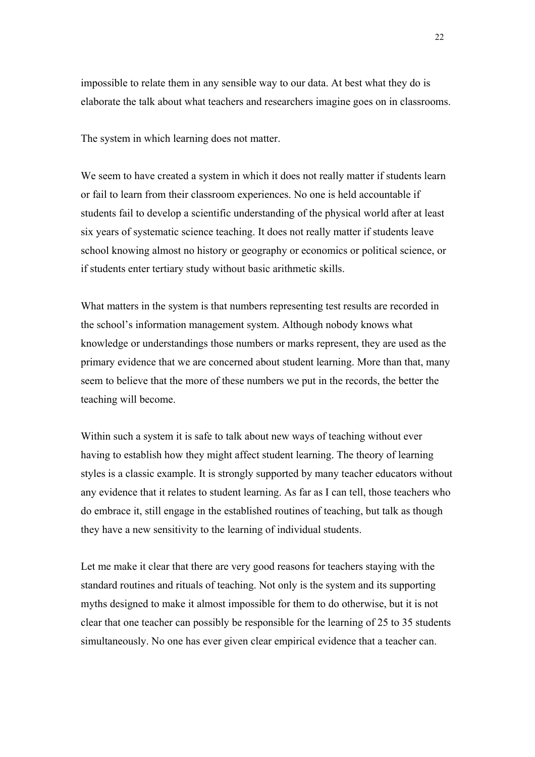impossible to relate them in any sensible way to our data. At best what they do is elaborate the talk about what teachers and researchers imagine goes on in classrooms.

## The system in which learning does not matter.

We seem to have created a system in which it does not really matter if students learn or fail to learn from their classroom experiences. No one is held accountable if students fail to develop a scientific understanding of the physical world after at least six years of systematic science teaching. It does not really matter if students leave school knowing almost no history or geography or economics or political science, or if students enter tertiary study without basic arithmetic skills.

What matters in the system is that numbers representing test results are recorded in the school's information management system. Although nobody knows what knowledge or understandings those numbers or marks represent, they are used as the primary evidence that we are concerned about student learning. More than that, many seem to believe that the more of these numbers we put in the records, the better the teaching will become.

Within such a system it is safe to talk about new ways of teaching without ever having to establish how they might affect student learning. The theory of learning styles is a classic example. It is strongly supported by many teacher educators without any evidence that it relates to student learning. As far as I can tell, those teachers who do embrace it, still engage in the established routines of teaching, but talk as though they have a new sensitivity to the learning of individual students.

Let me make it clear that there are very good reasons for teachers staying with the standard routines and rituals of teaching. Not only is the system and its supporting myths designed to make it almost impossible for them to do otherwise, but it is not clear that one teacher can possibly be responsible for the learning of 25 to 35 students simultaneously. No one has ever given clear empirical evidence that a teacher can.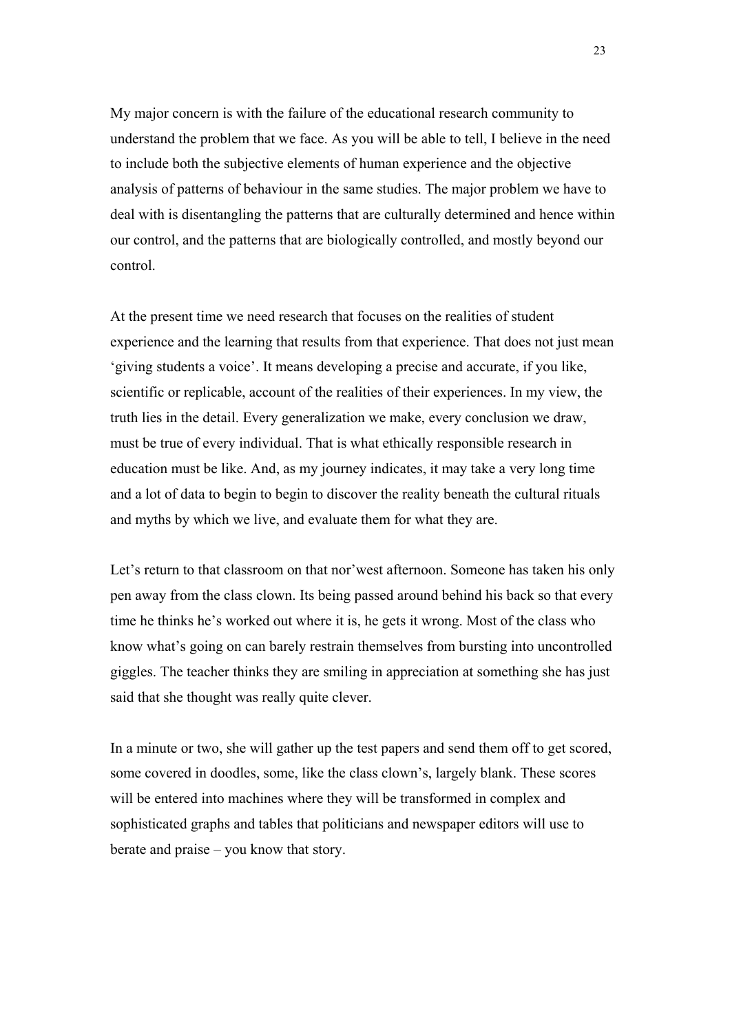My major concern is with the failure of the educational research community to understand the problem that we face. As you will be able to tell, I believe in the need to include both the subjective elements of human experience and the objective analysis of patterns of behaviour in the same studies. The major problem we have to deal with is disentangling the patterns that are culturally determined and hence within our control, and the patterns that are biologically controlled, and mostly beyond our control.

At the present time we need research that focuses on the realities of student experience and the learning that results from that experience. That does not just mean 'giving students a voice'. It means developing a precise and accurate, if you like, scientific or replicable, account of the realities of their experiences. In my view, the truth lies in the detail. Every generalization we make, every conclusion we draw, must be true of every individual. That is what ethically responsible research in education must be like. And, as my journey indicates, it may take a very long time and a lot of data to begin to begin to discover the reality beneath the cultural rituals and myths by which we live, and evaluate them for what they are.

Let's return to that classroom on that nor'west afternoon. Someone has taken his only pen away from the class clown. Its being passed around behind his back so that every time he thinks he's worked out where it is, he gets it wrong. Most of the class who know what's going on can barely restrain themselves from bursting into uncontrolled giggles. The teacher thinks they are smiling in appreciation at something she has just said that she thought was really quite clever.

In a minute or two, she will gather up the test papers and send them off to get scored, some covered in doodles, some, like the class clown's, largely blank. These scores will be entered into machines where they will be transformed in complex and sophisticated graphs and tables that politicians and newspaper editors will use to berate and praise – you know that story.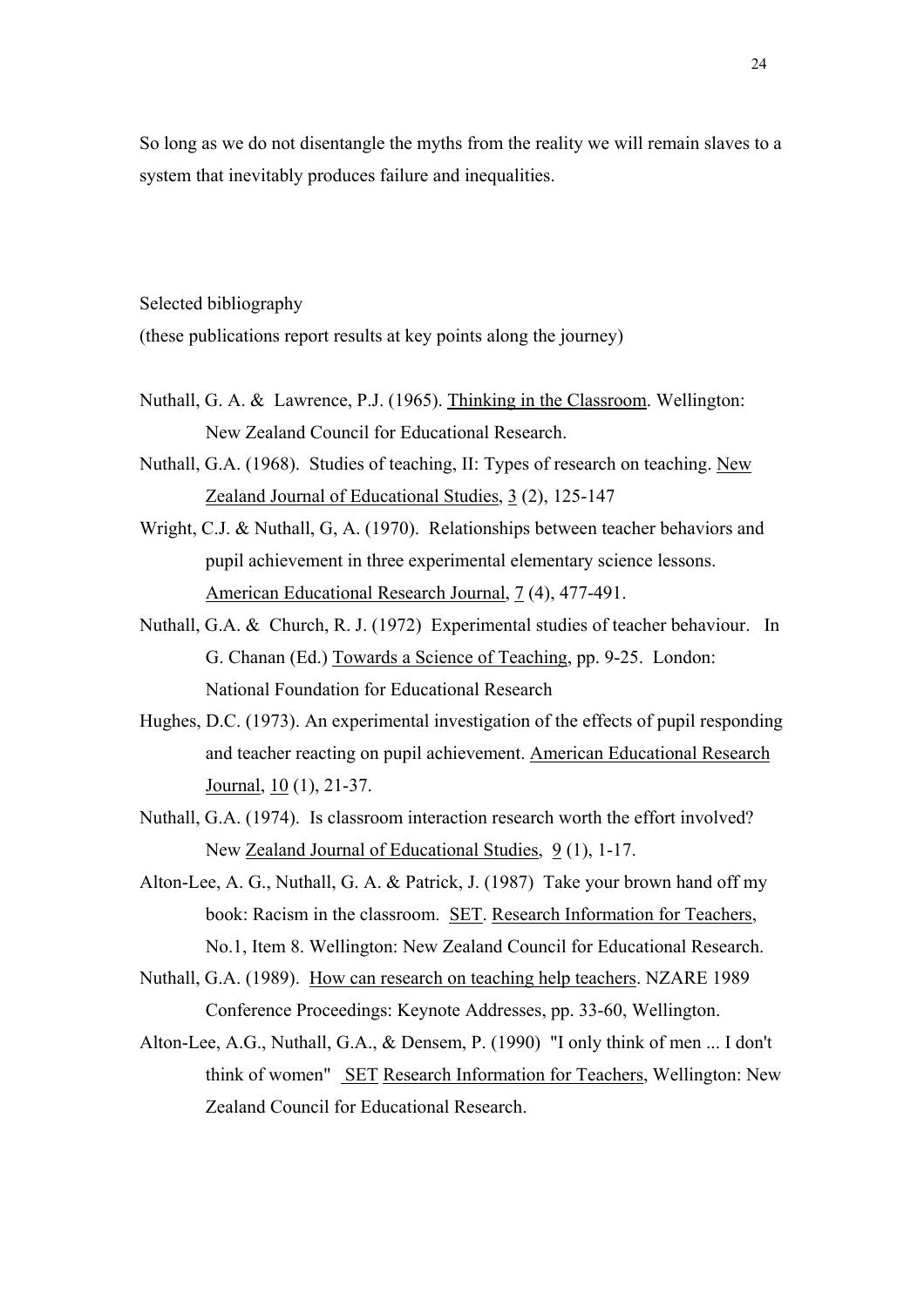So long as we do not disentangle the myths from the reality we will remain slaves to a system that inevitably produces failure and inequalities.

Selected bibliography

(these publications report results at key points along the journey)

Nuthall, G. A. & Lawrence, P.J. (1965). Thinking in the Classroom. Wellington: New Zealand Council for Educational Research.

Nuthall, G.A. (1968). Studies of teaching, II: Types of research on teaching. New Zealand Journal of Educational Studies, 3 (2), 125-147

Wright, C.J. & Nuthall, G, A. (1970). Relationships between teacher behaviors and pupil achievement in three experimental elementary science lessons. American Educational Research Journal, 7 (4), 477-491.

Nuthall, G.A. & Church, R. J. (1972) Experimental studies of teacher behaviour. In G. Chanan (Ed.) Towards a Science of Teaching, pp. 9-25. London: National Foundation for Educational Research

Hughes, D.C. (1973). An experimental investigation of the effects of pupil responding and teacher reacting on pupil achievement. American Educational Research Journal, 10 (1), 21-37.

Nuthall, G.A. (1974). Is classroom interaction research worth the effort involved? New Zealand Journal of Educational Studies, 9 (1), 1-17.

Alton-Lee, A. G., Nuthall, G. A. & Patrick, J. (1987) Take your brown hand off my book: Racism in the classroom. SET. Research Information for Teachers, No.1, Item 8. Wellington: New Zealand Council for Educational Research.

Nuthall, G.A. (1989). How can research on teaching help teachers. NZARE 1989 Conference Proceedings: Keynote Addresses, pp. 33-60, Wellington.

Alton-Lee, A.G., Nuthall, G.A., & Densem, P. (1990) "I only think of men ... I don't think of women" SET Research Information for Teachers, Wellington: New Zealand Council for Educational Research.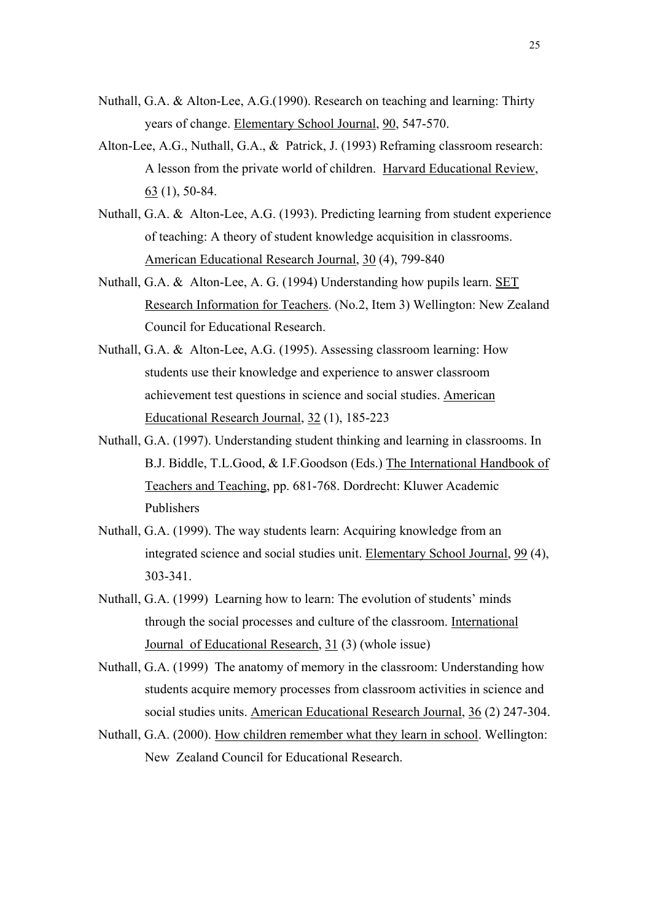Nuthall, G.A. & Alton-Lee, A.G.(1990). Research on teaching and learning: Thirty years of change. Elementary School Journal, 90, 547-570.

Alton-Lee, A.G., Nuthall, G.A., & Patrick, J. (1993) Reframing classroom research: A lesson from the private world of children. Harvard Educational Review, 63 (1), 50-84.

Nuthall, G.A. & Alton-Lee, A.G. (1993). Predicting learning from student experience of teaching: A theory of student knowledge acquisition in classrooms. American Educational Research Journal, 30 (4), 799-840

Nuthall, G.A. & Alton-Lee, A. G. (1994) Understanding how pupils learn. SET Research Information for Teachers. (No.2, Item 3) Wellington: New Zealand Council for Educational Research.

Nuthall, G.A. & Alton-Lee, A.G. (1995). Assessing classroom learning: How students use their knowledge and experience to answer classroom achievement test questions in science and social studies. American Educational Research Journal, 32 (1), 185-223

Nuthall, G.A. (1997). Understanding student thinking and learning in classrooms. In B.J. Biddle, T.L.Good, & I.F.Goodson (Eds.) The International Handbook of Teachers and Teaching, pp. 681-768. Dordrecht: Kluwer Academic Publishers

Nuthall, G.A. (1999). The way students learn: Acquiring knowledge from an integrated science and social studies unit. Elementary School Journal, 99 (4), 303-341.

Nuthall, G.A. (1999) Learning how to learn: The evolution of students' minds through the social processes and culture of the classroom. International Journal of Educational Research, 31 (3) (whole issue)

Nuthall, G.A. (1999) The anatomy of memory in the classroom: Understanding how students acquire memory processes from classroom activities in science and social studies units. American Educational Research Journal, 36 (2) 247-304.

Nuthall, G.A. (2000). How children remember what they learn in school. Wellington: New Zealand Council for Educational Research.